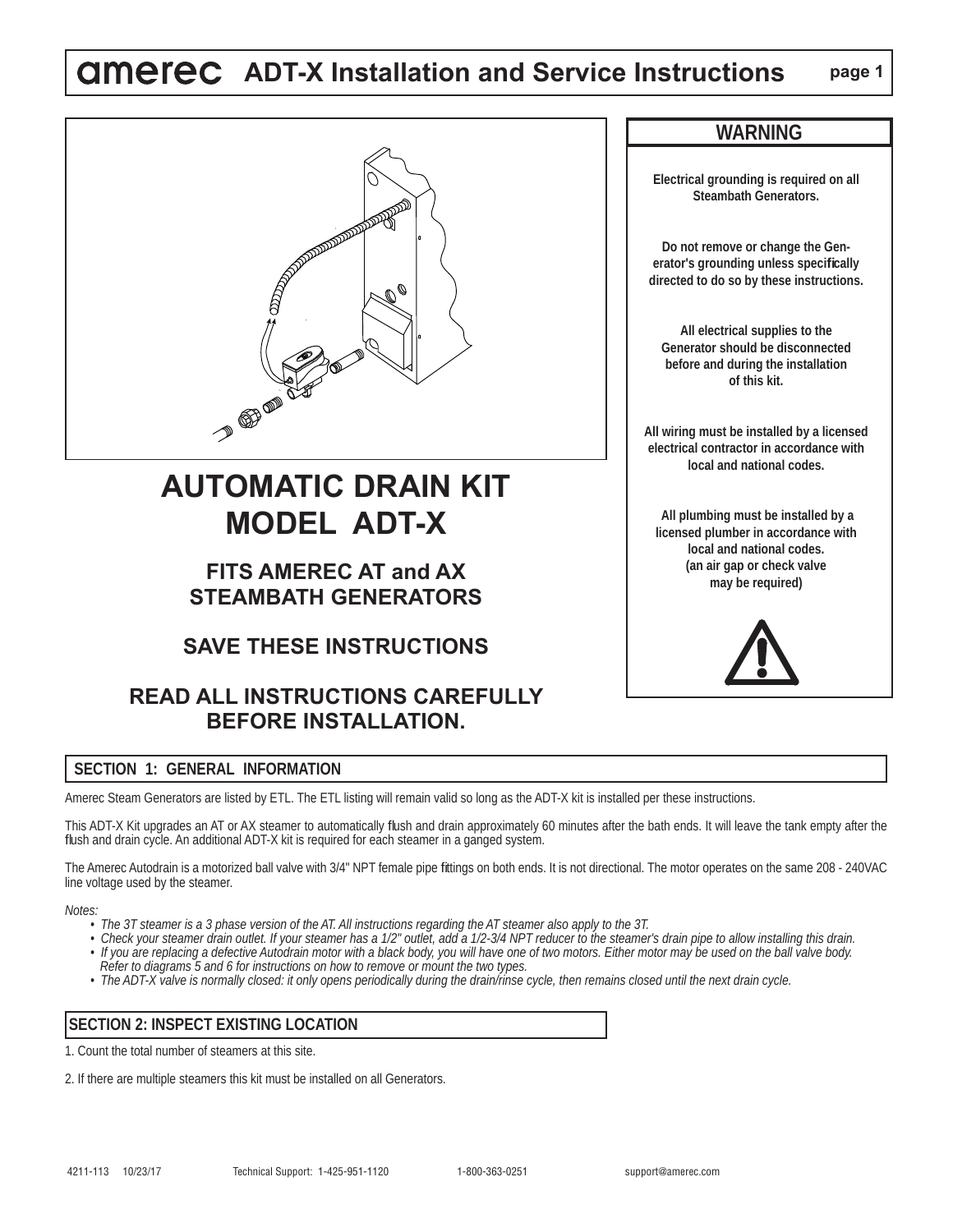# amerec ADT-X Installation and Service Instructions

## AUTOMATIC DRAIN KIT MODEL ADT-X

### FITS AMEREC AT and AX STEAMBATH GENERATORS

### SAVE THESE INSTRUCTIONS

### READ ALL INSTRUCTIONS CAREFULLY BEFORE INSTALLATION.

## WARNING

**Electrical grounding is required on all Steambath Generators.**

**Do not remove or change the Generator's grounding unless specifically directed to do so by these instructions.**

**All electrical supplies to the Generator should be disconnected before and during the installation of this kit.**

**All wiring must be installed by a licensed electrical contractor in accordance with local and national codes.**

**All plumbing must be installed by a licensed plumber in accordance with local and national codes. (an air gap or check valve may be required)**

## SECTION 1: GENERAL INFORMATION

Amerec Steam Generators are listed by ETL. The ETL listing will remain valid so long as the ADT-X kit is installed per these instructions.

This ADT-X Kit upgrades an AT or AX steamer to automatically flush and drain approximately 60 minutes after the bath ends. It will leave the tank empty after the flush and drain cycle. An additional ADT-X kit is required for each steamer in a ganged system.

The Amerec Autodrain is a motorized ball valve with 3/4" NPT female pipe fittings on both ends. It is not directional. The motor operates on the same 208 - 240VAC line voltage used by the steamer.

*Notes:*

- *The 3T steamer is a 3 phase version of the AT. All instructions regarding the AT steamer also apply to the 3T.*
- *Check your steamer drain outlet. If your steamer has a 1/2" outlet, add a 1/2-3/4 NPT reducer to the steamer's drain pipe to allow installing this drain.*
- *If you are replacing a defective Autodrain motor with a black body, you will have one of two motors. Either motor may be used on the ball valve body. Refer to diagrams 5 and 6 for instructions on how to remove or mount the two types.*
- *The ADT-X valve is normally closed: it only opens periodically during the drain/rinse cycle, then remains closed until the next drain cycle.*

## SECTION 2: INSPECT EXISTING LOCATION

1. Count the total number of steamers at this site.

2. If there are multiple steamers this kit must be installed on all Generators.

4211-113 10/23/17 Technical Support: 1-425-951-1120 1-800-363-0251 support@amerec.com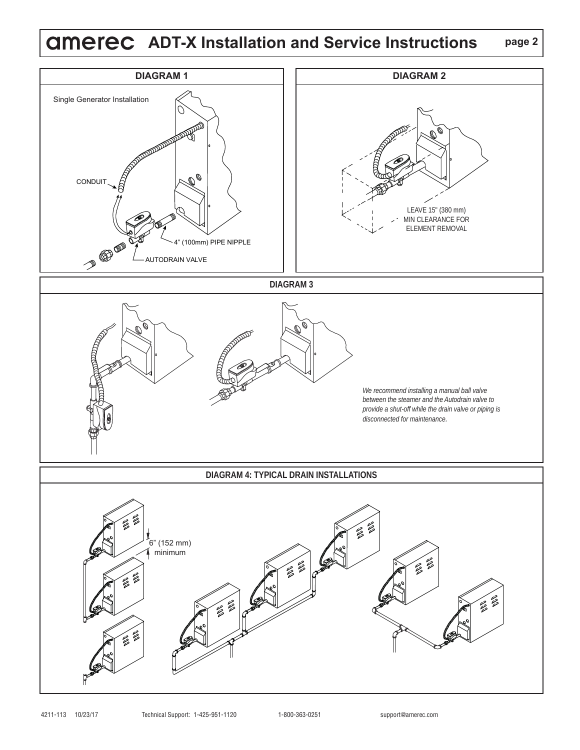## DIAGRAM 1

Single Generator Installation

CONDUIT

4" (100mm) PIPE NIPPLE

AUTODRAIN VALVE

## DIAGRAM 2

LEAVE 15" (380 mm) MIN CLEARANCE FOR ELEMENT REMOVAL

## DIAGRAM 3

*We recommend installing a manual ball valve between the steamer and the Autodrain valve to provide a shut-off while the drain valve or piping is disconnected for maintenance.*

## DIAGRAM 4: TYPICAL DRAIN INSTALLATIONS

6" (152 mm) minimum

4211-113 10/23/17 Technical Support: 1-425-951-1120 1-800-363-0251 support@amerec.com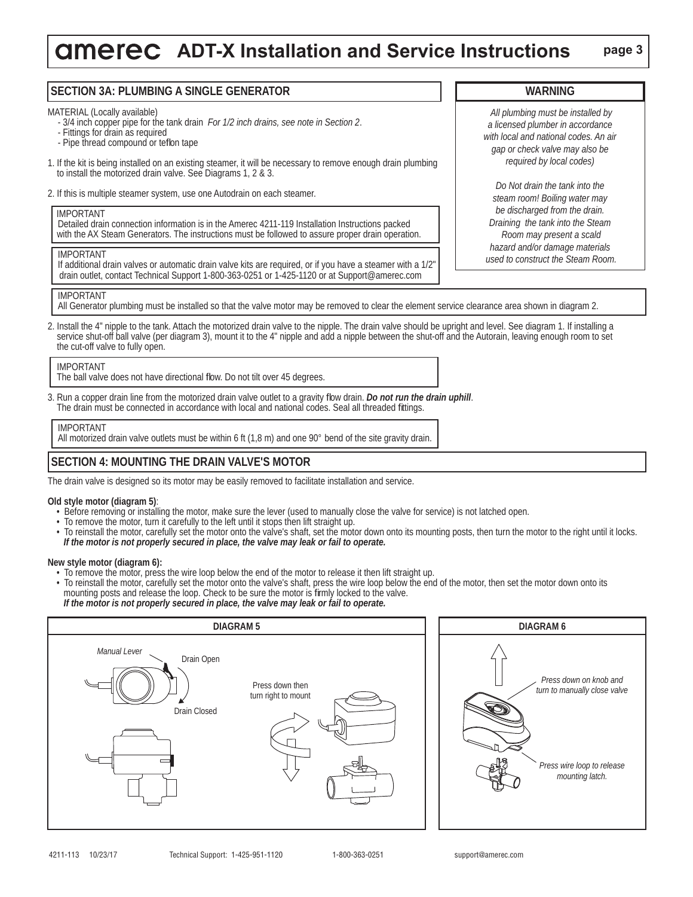# amerec ADT-X Installation and Service Instructions

## SECTION 3A: PLUMBING A SINGLE GENERATOR

MATERIAL (Locally available)
- 3/4 inch copper pipe for the tank drain *For 1/2 inch drains, see note in Section 2*.
- Fittings for drain as required
- Pipe thread compound or teflon tape

1. If the kit is being installed on an existing steamer, it will be necessary to remove enough drain plumbing to install the motorized drain valve. See Diagrams 1, 2 & 3.

2. If this is multiple steamer system, use one Autodrain on each steamer.

> IMPORTANT
> Detailed drain connection information is in the Amerec 4211-119 Installation Instructions packed with the AX Steam Generators. The instructions must be followed to assure proper drain operation.

> IMPORTANT
> If additional drain valves or automatic drain valve kits are required, or if you have a steamer with a 1/2" drain outlet, contact Technical Support 1-800-363-0251 or 1-425-1120 or at Support@amerec.com

### WARNING

*All plumbing must be installed by a licensed plumber in accordance with local and national codes. An air gap or check valve may also be required by local codes)*

*Do Not drain the tank into the steam room! Boiling water may be discharged from the drain. Draining the tank into the Steam Room may present a scald hazard and/or damage materials used to construct the Steam Room.*

> IMPORTANT
> All Generator plumbing must be installed so that the valve motor may be removed to clear the element service clearance area shown in diagram 2.

2. Install the 4" nipple to the tank. Attach the motorized drain valve to the nipple. The drain valve should be upright and level. See diagram 1. If installing a service shut-off ball valve (per diagram 3), mount it to the 4" nipple and add a nipple between the shut-off and the Autorain, leaving enough room to set the cut-off valve to fully open.

> IMPORTANT
> The ball valve does not have directional flow. Do not tilt over 45 degrees.

3. Run a copper drain line from the motorized drain valve outlet to a gravity flow drain. ***Do not run the drain uphill***. The drain must be connected in accordance with local and national codes. Seal all threaded fittings.

> IMPORTANT
> All motorized drain valve outlets must be within 6 ft (1,8 m) and one 90° bend of the site gravity drain.

## SECTION 4: MOUNTING THE DRAIN VALVE'S MOTOR

The drain valve is designed so its motor may be easily removed to facilitate installation and service.

**Old style motor (diagram 5)**:
- Before removing or installing the motor, make sure the lever (used to manually close the valve for service) is not latched open.
- To remove the motor, turn it carefully to the left until it stops then lift straight up.
- To reinstall the motor, carefully set the motor onto the valve's shaft, set the motor down onto its mounting posts, then turn the motor to the right until it locks. ***If the motor is not properly secured in place, the valve may leak or fail to operate.***

**New style motor (diagram 6):**
- To remove the motor, press the wire loop below the end of the motor to release it then lift straight up.
- To reinstall the motor, carefully set the motor onto the valve's shaft, press the wire loop below the end of the motor, then set the motor down onto its mounting posts and release the loop. Check to be sure the motor is firmly locked to the valve. ***If the motor is not properly secured in place, the valve may leak or fail to operate.***

**DIAGRAM 5**

*Manual Lever* — Drain Open — Drain Closed

Press down then turn right to mount

**DIAGRAM 6**

*Press down on knob and turn to manually close valve*

*Press wire loop to release mounting latch.*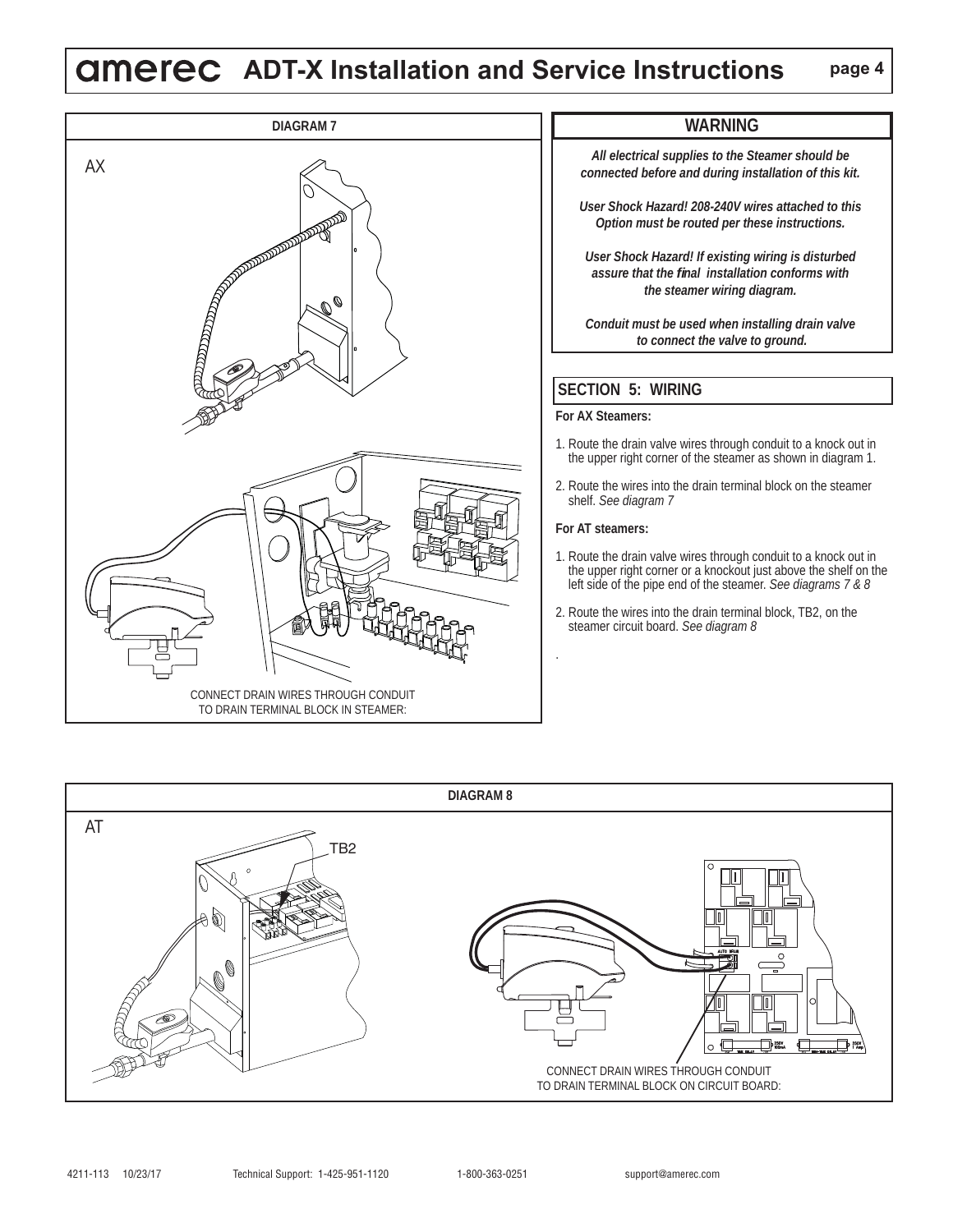**DIAGRAM 7**

AX

CONNECT DRAIN WIRES THROUGH CONDUIT TO DRAIN TERMINAL BLOCK IN STEAMER:

## WARNING

***All electrical supplies to the Steamer should be connected before and during installation of this kit.***

***User Shock Hazard! 208-240V wires attached to this Option must be routed per these instructions.***

***User Shock Hazard! If existing wiring is disturbed assure that the final installation conforms with the steamer wiring diagram.***

***Conduit must be used when installing drain valve to connect the valve to ground.***

## SECTION 5: WIRING

**For AX Steamers:**

1. Route the drain valve wires through conduit to a knock out in the upper right corner of the steamer as shown in diagram 1.
2. Route the wires into the drain terminal block on the steamer shelf. *See diagram 7*

**For AT steamers:**

1. Route the drain valve wires through conduit to a knock out in the upper right corner or a knockout just above the shelf on the left side of the pipe end of the steamer. *See diagrams 7 & 8*
2. Route the wires into the drain terminal block, TB2, on the steamer circuit board. *See diagram 8*

**DIAGRAM 8**

AT

TB2

CONNECT DRAIN WIRES THROUGH CONDUIT TO DRAIN TERMINAL BLOCK ON CIRCUIT BOARD:

4211-113 10/23/17 Technical Support: 1-425-951-1120 1-800-363-0251 support@amerec.com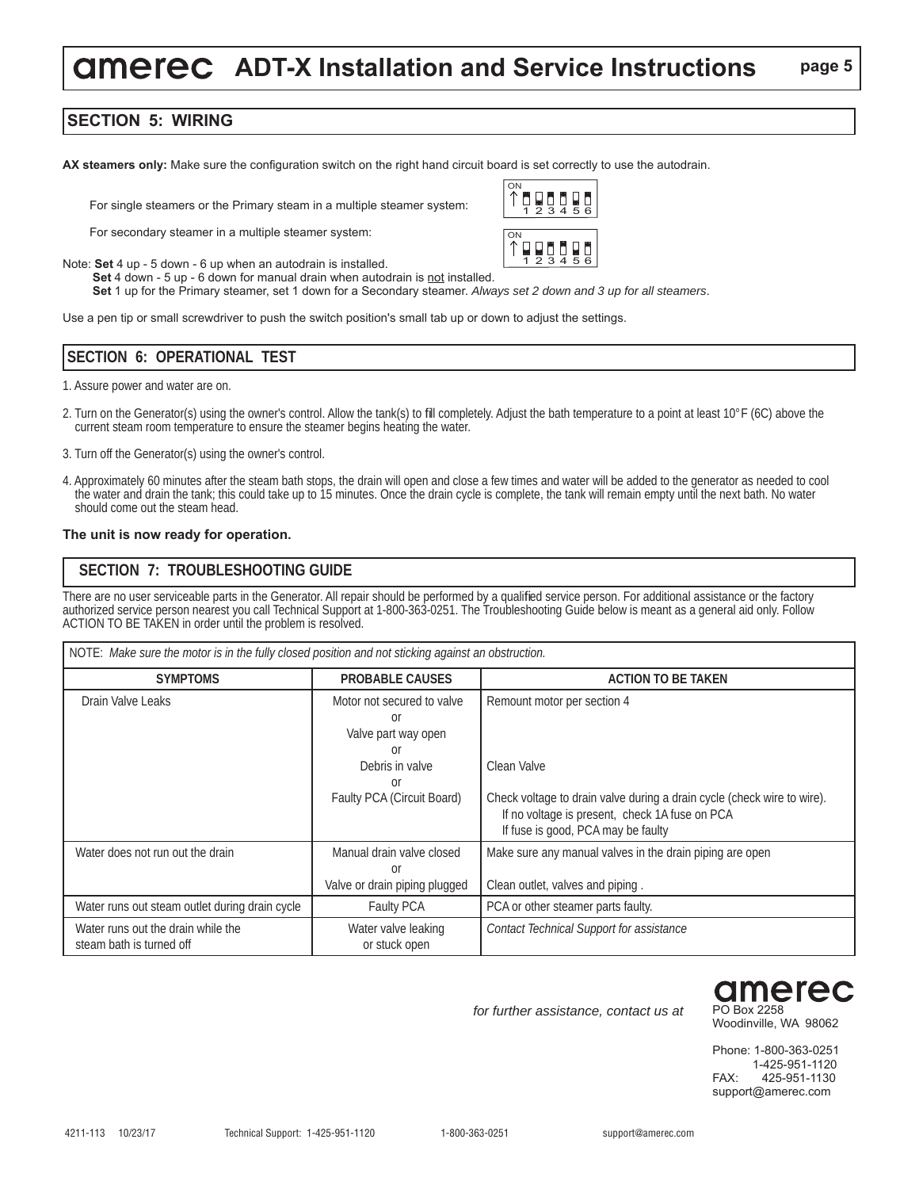## SECTION 5: WIRING

**AX steamers only:** Make sure the configuration switch on the right hand circuit board is set correctly to use the autodrain.

For single steamers or the Primary steam in a multiple steamer system:

ON
1 2 3 4 5 6

For secondary steamer in a multiple steamer system:

ON
1 2 3 4 5 6

Note: **Set** 4 up - 5 down - 6 up when an autodrain is installed.
**Set** 4 down - 5 up - 6 down for manual drain when autodrain is not installed.
**Set** 1 up for the Primary steamer, set 1 down for a Secondary steamer. *Always set 2 down and 3 up for all steamers*.

Use a pen tip or small screwdriver to push the switch position's small tab up or down to adjust the settings.

## SECTION 6: OPERATIONAL TEST

1. Assure power and water are on.
2. Turn on the Generator(s) using the owner's control. Allow the tank(s) to fill completely. Adjust the bath temperature to a point at least 10°F (6C) above the current steam room temperature to ensure the steamer begins heating the water.
3. Turn off the Generator(s) using the owner's control.
4. Approximately 60 minutes after the steam bath stops, the drain will open and close a few times and water will be added to the generator as needed to cool the water and drain the tank; this could take up to 15 minutes. Once the drain cycle is complete, the tank will remain empty until the next bath. No water should come out the steam head.

**The unit is now ready for operation.**

## SECTION 7: TROUBLESHOOTING GUIDE

There are no user serviceable parts in the Generator. All repair should be performed by a qualified service person. For additional assistance or the factory authorized service person nearest you call Technical Support at 1-800-363-0251. The Troubleshooting Guide below is meant as a general aid only. Follow ACTION TO BE TAKEN in order until the problem is resolved.

NOTE: *Make sure the motor is in the fully closed position and not sticking against an obstruction.*

| SYMPTOMS | PROBABLE CAUSES | ACTION TO BE TAKEN |
|---|---|---|
| Drain Valve Leaks | Motor not secured to valve or Valve part way open | Remount motor per section 4 |
| | or Debris in valve | Clean Valve |
| | or Faulty PCA (Circuit Board) | Check voltage to drain valve during a drain cycle (check wire to wire). If no voltage is present, check 1A fuse on PCA. If fuse is good, PCA may be faulty |
| Water does not run out the drain | Manual drain valve closed | Make sure any manual valves in the drain piping are open |
| | or Valve or drain piping plugged | Clean outlet, valves and piping . |
| Water runs out steam outlet during drain cycle | Faulty PCA | PCA or other steamer parts faulty. |
| Water runs out the drain while the steam bath is turned off | Water valve leaking or stuck open | *Contact Technical Support for assistance* |

*for further assistance, contact us at*

amerec
PO Box 2258
Woodinville, WA 98062

Phone: 1-800-363-0251
1-425-951-1120
FAX: 425-951-1130
support@amerec.com

4211-113 10/23/17 Technical Support: 1-425-951-1120 1-800-363-0251 support@amerec.com